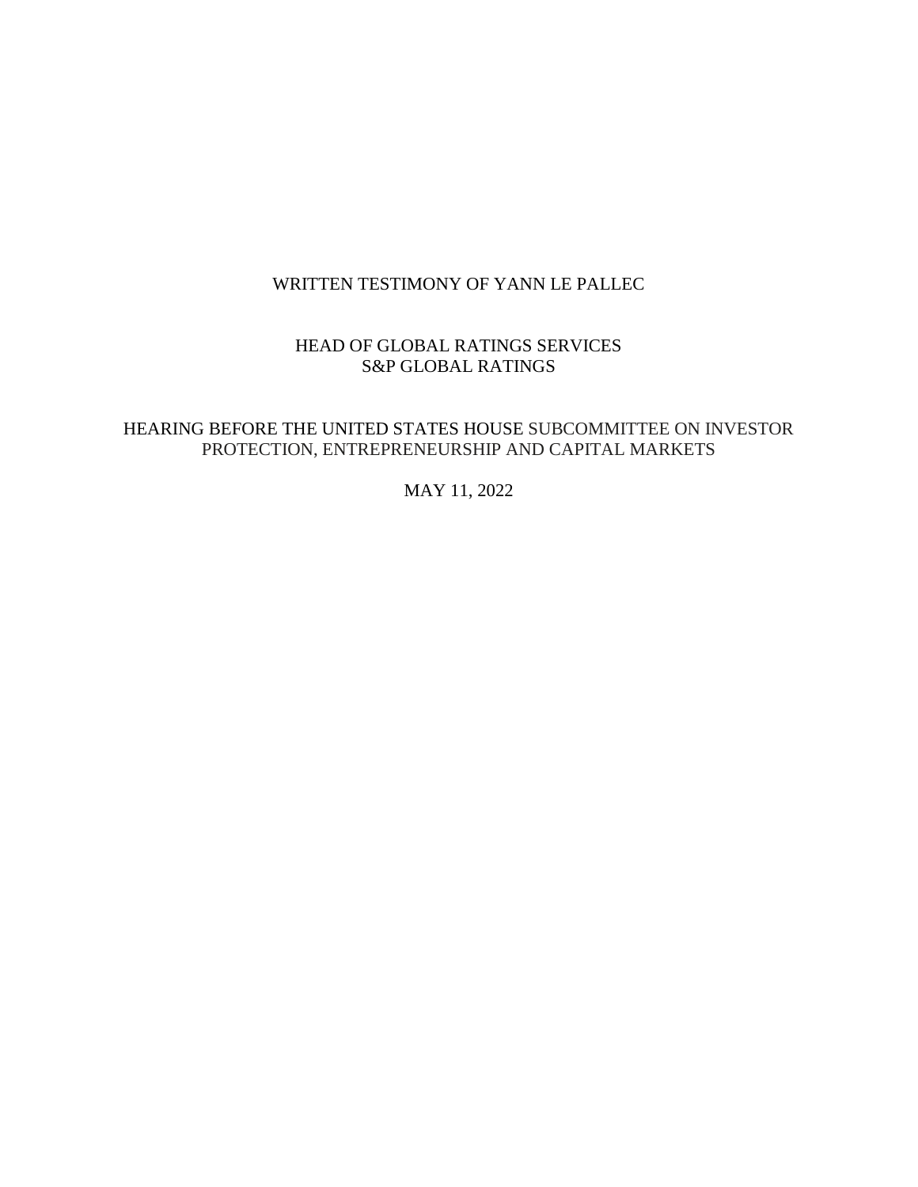# WRITTEN TESTIMONY OF YANN LE PALLEC

## HEAD OF GLOBAL RATINGS SERVICES
## S&P GLOBAL RATINGS

## HEARING BEFORE THE UNITED STATES HOUSE SUBCOMMITTEE ON INVESTOR PROTECTION, ENTREPRENEURSHIP AND CAPITAL MARKETS

MAY 11, 2022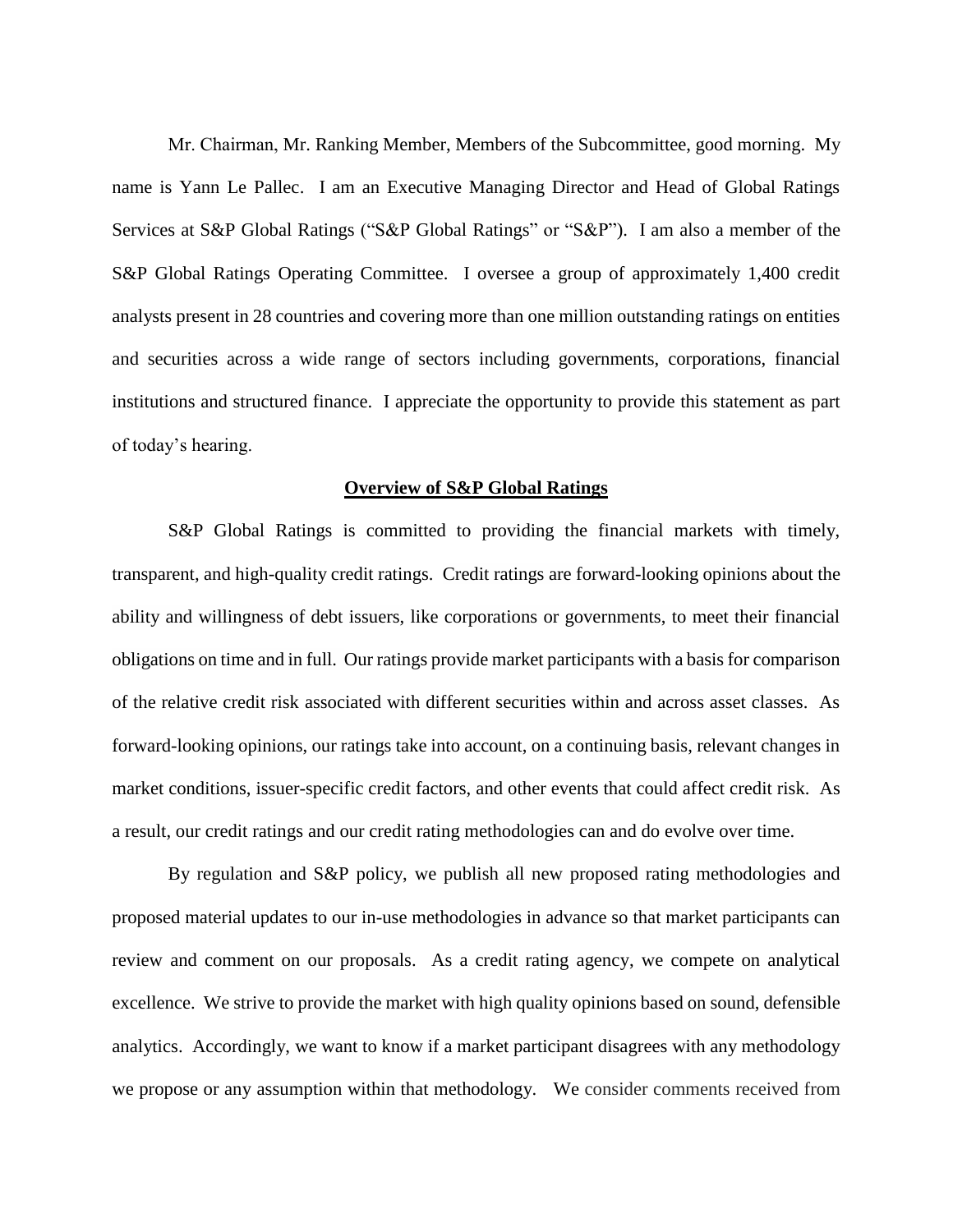Mr. Chairman, Mr. Ranking Member, Members of the Subcommittee, good morning. My name is Yann Le Pallec. I am an Executive Managing Director and Head of Global Ratings Services at S&P Global Ratings ("S&P Global Ratings" or "S&P"). I am also a member of the S&P Global Ratings Operating Committee. I oversee a group of approximately 1,400 credit analysts present in 28 countries and covering more than one million outstanding ratings on entities and securities across a wide range of sectors including governments, corporations, financial institutions and structured finance. I appreciate the opportunity to provide this statement as part of today's hearing.

## Overview of S&P Global Ratings

S&P Global Ratings is committed to providing the financial markets with timely, transparent, and high-quality credit ratings. Credit ratings are forward-looking opinions about the ability and willingness of debt issuers, like corporations or governments, to meet their financial obligations on time and in full. Our ratings provide market participants with a basis for comparison of the relative credit risk associated with different securities within and across asset classes. As forward-looking opinions, our ratings take into account, on a continuing basis, relevant changes in market conditions, issuer-specific credit factors, and other events that could affect credit risk. As a result, our credit ratings and our credit rating methodologies can and do evolve over time.

By regulation and S&P policy, we publish all new proposed rating methodologies and proposed material updates to our in-use methodologies in advance so that market participants can review and comment on our proposals. As a credit rating agency, we compete on analytical excellence. We strive to provide the market with high quality opinions based on sound, defensible analytics. Accordingly, we want to know if a market participant disagrees with any methodology we propose or any assumption within that methodology. We consider comments received from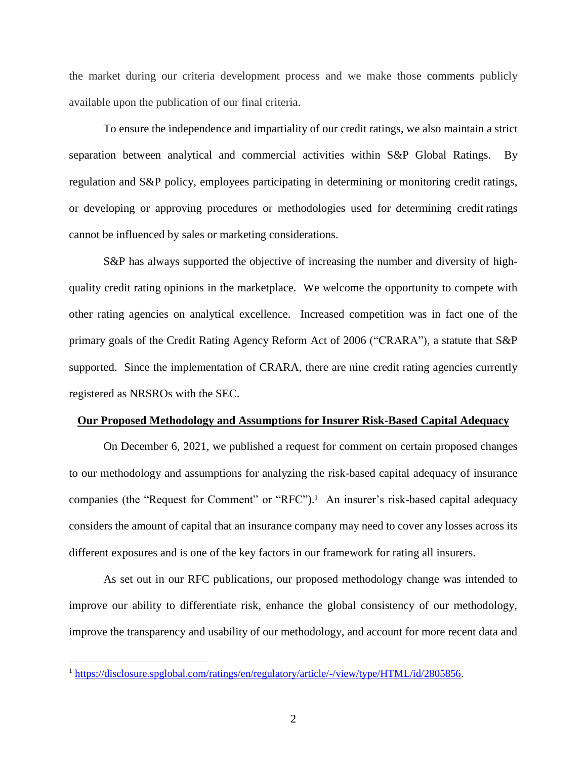the market during our criteria development process and we make those comments publicly available upon the publication of our final criteria.

To ensure the independence and impartiality of our credit ratings, we also maintain a strict separation between analytical and commercial activities within S&P Global Ratings. By regulation and S&P policy, employees participating in determining or monitoring credit ratings, or developing or approving procedures or methodologies used for determining credit ratings cannot be influenced by sales or marketing considerations.

S&P has always supported the objective of increasing the number and diversity of high-quality credit rating opinions in the marketplace. We welcome the opportunity to compete with other rating agencies on analytical excellence. Increased competition was in fact one of the primary goals of the Credit Rating Agency Reform Act of 2006 ("CRARA"), a statute that S&P supported. Since the implementation of CRARA, there are nine credit rating agencies currently registered as NRSROs with the SEC.

**Our Proposed Methodology and Assumptions for Insurer Risk-Based Capital Adequacy**

On December 6, 2021, we published a request for comment on certain proposed changes to our methodology and assumptions for analyzing the risk-based capital adequacy of insurance companies (the "Request for Comment" or "RFC").[1] An insurer's risk-based capital adequacy considers the amount of capital that an insurance company may need to cover any losses across its different exposures and is one of the key factors in our framework for rating all insurers.

As set out in our RFC publications, our proposed methodology change was intended to improve our ability to differentiate risk, enhance the global consistency of our methodology, improve the transparency and usability of our methodology, and account for more recent data and

[1] https://disclosure.spglobal.com/ratings/en/regulatory/article/-/view/type/HTML/id/2805856.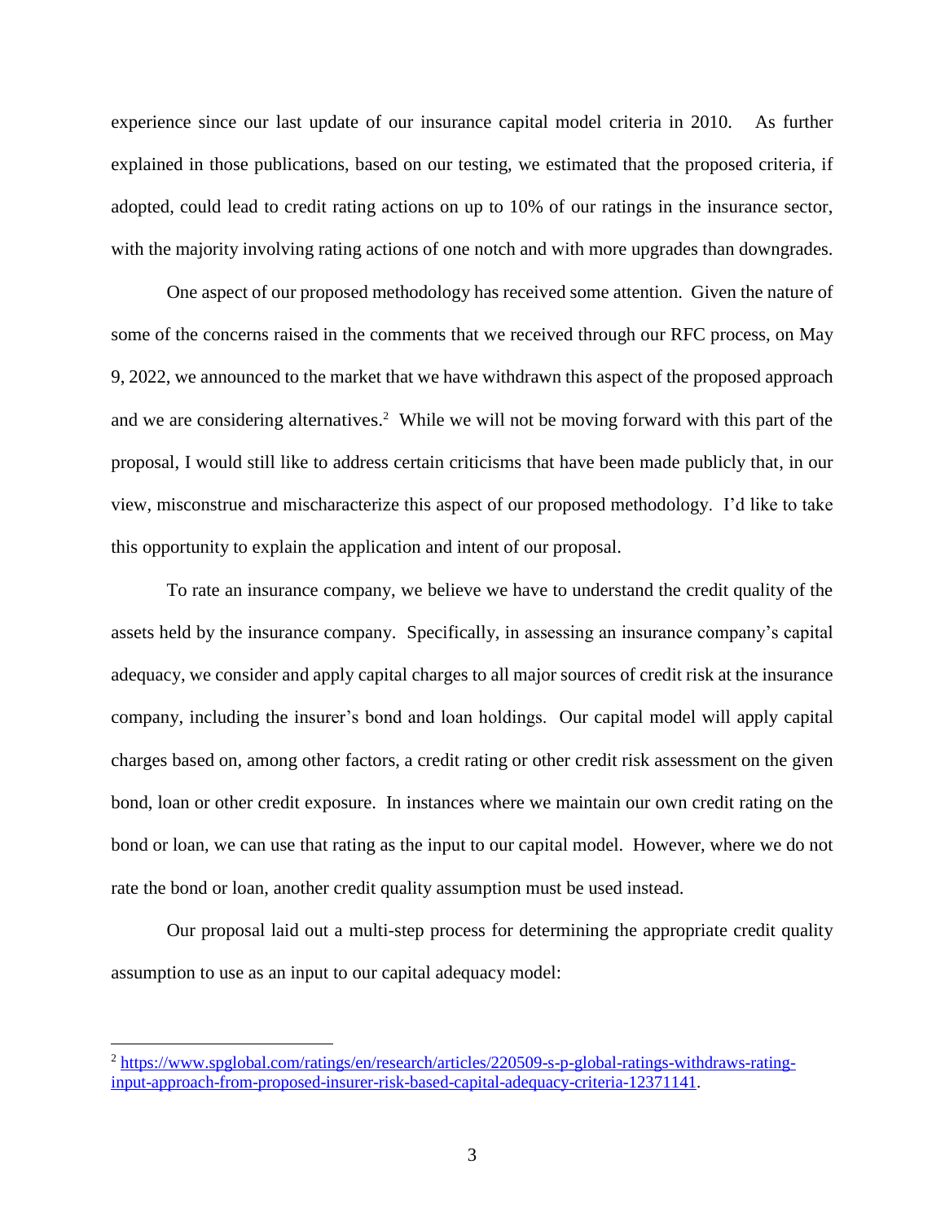experience since our last update of our insurance capital model criteria in 2010. As further explained in those publications, based on our testing, we estimated that the proposed criteria, if adopted, could lead to credit rating actions on up to 10% of our ratings in the insurance sector, with the majority involving rating actions of one notch and with more upgrades than downgrades.

One aspect of our proposed methodology has received some attention. Given the nature of some of the concerns raised in the comments that we received through our RFC process, on May 9, 2022, we announced to the market that we have withdrawn this aspect of the proposed approach and we are considering alternatives.[2] While we will not be moving forward with this part of the proposal, I would still like to address certain criticisms that have been made publicly that, in our view, misconstrue and mischaracterize this aspect of our proposed methodology. I'd like to take this opportunity to explain the application and intent of our proposal.

To rate an insurance company, we believe we have to understand the credit quality of the assets held by the insurance company. Specifically, in assessing an insurance company's capital adequacy, we consider and apply capital charges to all major sources of credit risk at the insurance company, including the insurer's bond and loan holdings. Our capital model will apply capital charges based on, among other factors, a credit rating or other credit risk assessment on the given bond, loan or other credit exposure. In instances where we maintain our own credit rating on the bond or loan, we can use that rating as the input to our capital model. However, where we do not rate the bond or loan, another credit quality assumption must be used instead.

Our proposal laid out a multi-step process for determining the appropriate credit quality assumption to use as an input to our capital adequacy model:

---

[2] https://www.spglobal.com/ratings/en/research/articles/220509-s-p-global-ratings-withdraws-rating-input-approach-from-proposed-insurer-risk-based-capital-adequacy-criteria-12371141.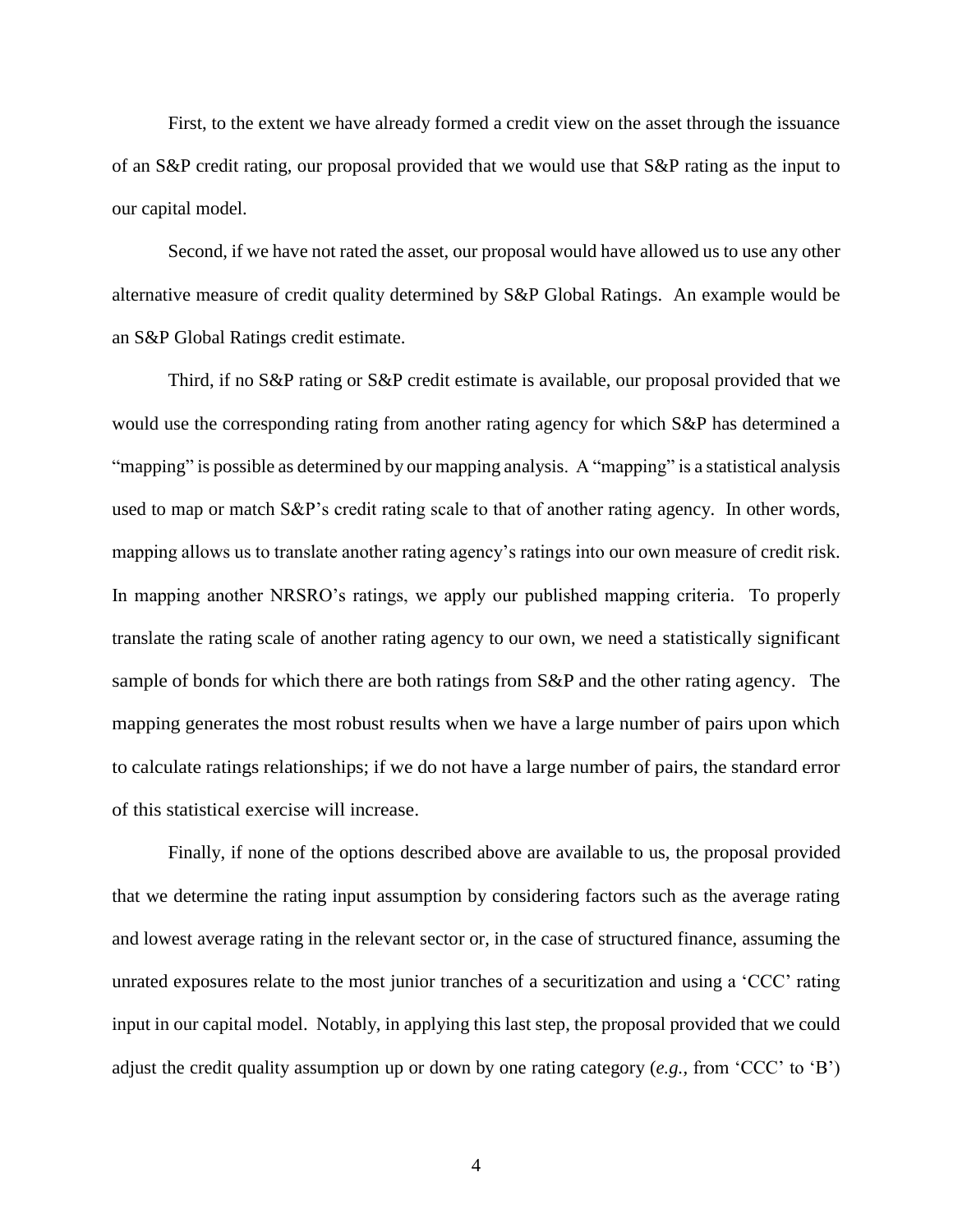First, to the extent we have already formed a credit view on the asset through the issuance of an S&P credit rating, our proposal provided that we would use that S&P rating as the input to our capital model.

Second, if we have not rated the asset, our proposal would have allowed us to use any other alternative measure of credit quality determined by S&P Global Ratings. An example would be an S&P Global Ratings credit estimate.

Third, if no S&P rating or S&P credit estimate is available, our proposal provided that we would use the corresponding rating from another rating agency for which S&P has determined a "mapping" is possible as determined by our mapping analysis. A "mapping" is a statistical analysis used to map or match S&P's credit rating scale to that of another rating agency. In other words, mapping allows us to translate another rating agency's ratings into our own measure of credit risk. In mapping another NRSRO's ratings, we apply our published mapping criteria. To properly translate the rating scale of another rating agency to our own, we need a statistically significant sample of bonds for which there are both ratings from S&P and the other rating agency. The mapping generates the most robust results when we have a large number of pairs upon which to calculate ratings relationships; if we do not have a large number of pairs, the standard error of this statistical exercise will increase.

Finally, if none of the options described above are available to us, the proposal provided that we determine the rating input assumption by considering factors such as the average rating and lowest average rating in the relevant sector or, in the case of structured finance, assuming the unrated exposures relate to the most junior tranches of a securitization and using a 'CCC' rating input in our capital model. Notably, in applying this last step, the proposal provided that we could adjust the credit quality assumption up or down by one rating category (*e.g.,* from 'CCC' to 'B')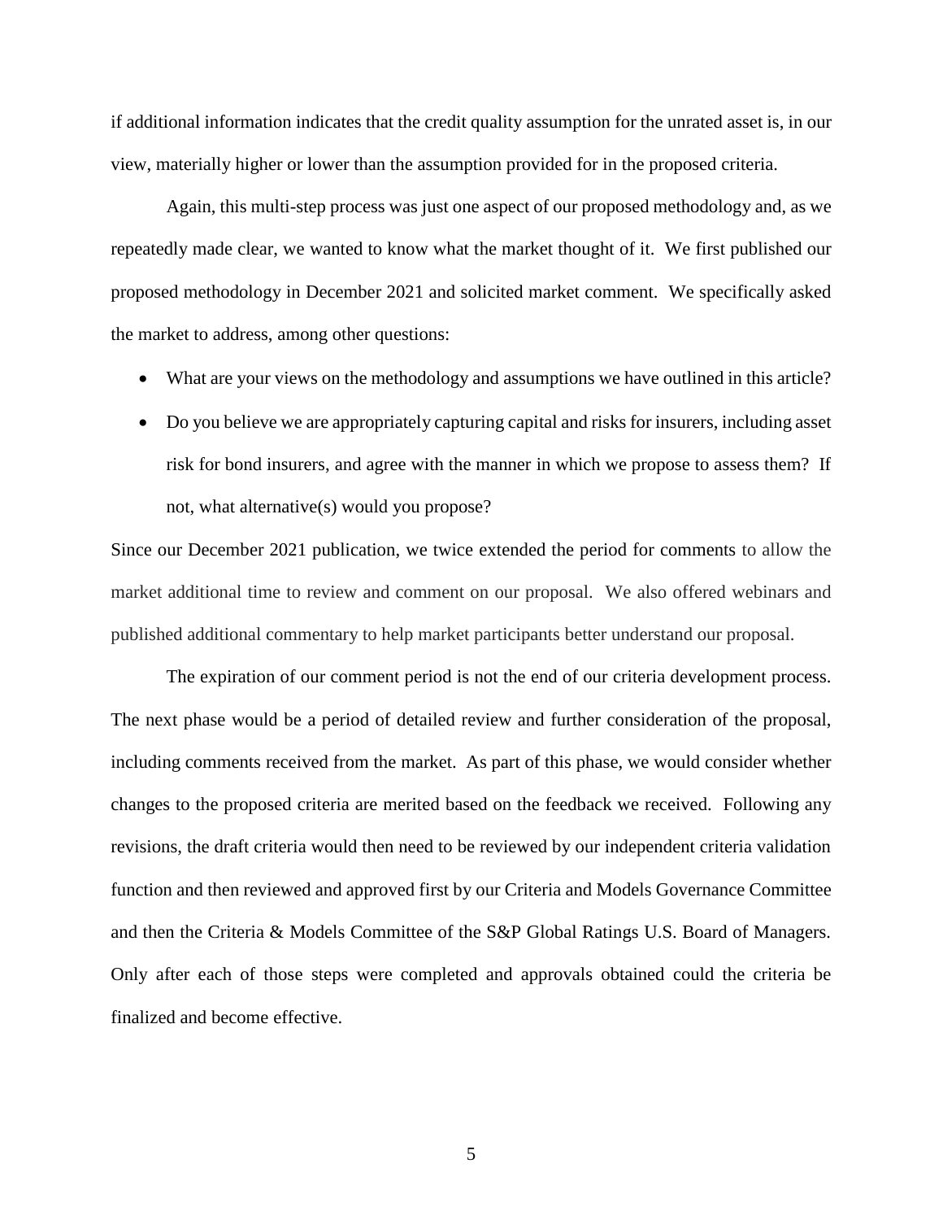if additional information indicates that the credit quality assumption for the unrated asset is, in our view, materially higher or lower than the assumption provided for in the proposed criteria.

Again, this multi-step process was just one aspect of our proposed methodology and, as we repeatedly made clear, we wanted to know what the market thought of it. We first published our proposed methodology in December 2021 and solicited market comment. We specifically asked the market to address, among other questions:

- What are your views on the methodology and assumptions we have outlined in this article?
- Do you believe we are appropriately capturing capital and risks for insurers, including asset risk for bond insurers, and agree with the manner in which we propose to assess them? If not, what alternative(s) would you propose?

Since our December 2021 publication, we twice extended the period for comments to allow the market additional time to review and comment on our proposal. We also offered webinars and published additional commentary to help market participants better understand our proposal.

The expiration of our comment period is not the end of our criteria development process. The next phase would be a period of detailed review and further consideration of the proposal, including comments received from the market. As part of this phase, we would consider whether changes to the proposed criteria are merited based on the feedback we received. Following any revisions, the draft criteria would then need to be reviewed by our independent criteria validation function and then reviewed and approved first by our Criteria and Models Governance Committee and then the Criteria & Models Committee of the S&P Global Ratings U.S. Board of Managers. Only after each of those steps were completed and approvals obtained could the criteria be finalized and become effective.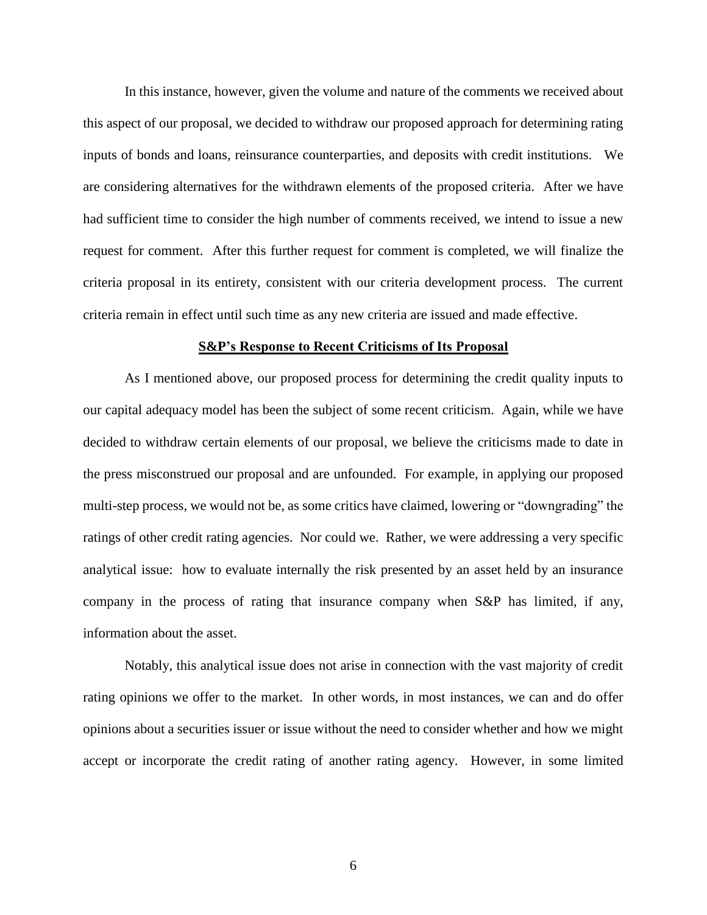In this instance, however, given the volume and nature of the comments we received about this aspect of our proposal, we decided to withdraw our proposed approach for determining rating inputs of bonds and loans, reinsurance counterparties, and deposits with credit institutions. We are considering alternatives for the withdrawn elements of the proposed criteria. After we have had sufficient time to consider the high number of comments received, we intend to issue a new request for comment. After this further request for comment is completed, we will finalize the criteria proposal in its entirety, consistent with our criteria development process. The current criteria remain in effect until such time as any new criteria are issued and made effective.

## S&P's Response to Recent Criticisms of Its Proposal

As I mentioned above, our proposed process for determining the credit quality inputs to our capital adequacy model has been the subject of some recent criticism. Again, while we have decided to withdraw certain elements of our proposal, we believe the criticisms made to date in the press misconstrued our proposal and are unfounded. For example, in applying our proposed multi-step process, we would not be, as some critics have claimed, lowering or "downgrading" the ratings of other credit rating agencies. Nor could we. Rather, we were addressing a very specific analytical issue: how to evaluate internally the risk presented by an asset held by an insurance company in the process of rating that insurance company when S&P has limited, if any, information about the asset.

Notably, this analytical issue does not arise in connection with the vast majority of credit rating opinions we offer to the market. In other words, in most instances, we can and do offer opinions about a securities issuer or issue without the need to consider whether and how we might accept or incorporate the credit rating of another rating agency. However, in some limited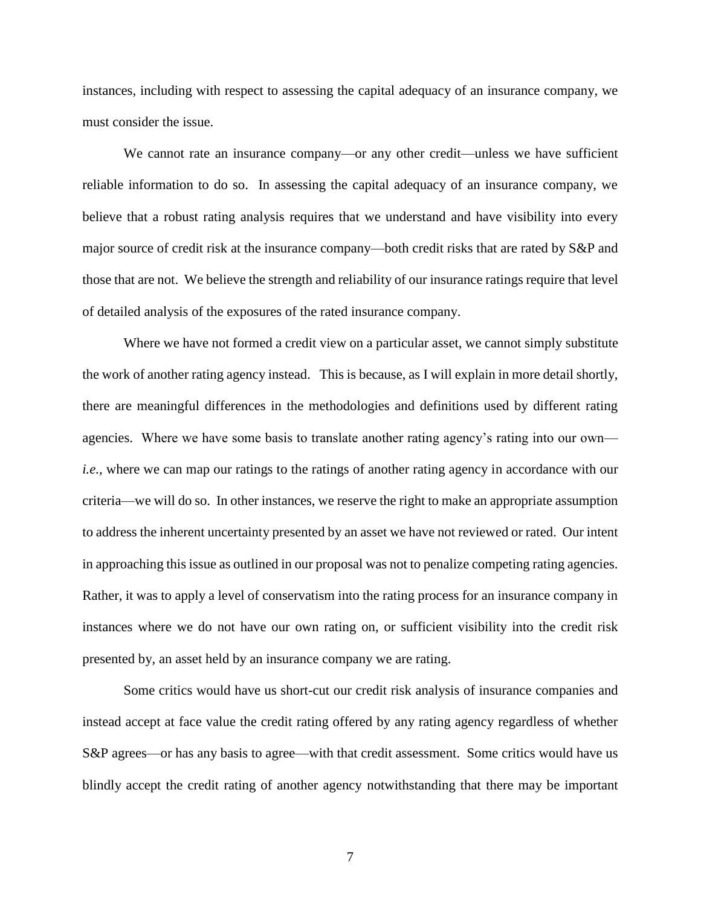instances, including with respect to assessing the capital adequacy of an insurance company, we must consider the issue.

We cannot rate an insurance company—or any other credit—unless we have sufficient reliable information to do so. In assessing the capital adequacy of an insurance company, we believe that a robust rating analysis requires that we understand and have visibility into every major source of credit risk at the insurance company—both credit risks that are rated by S&P and those that are not. We believe the strength and reliability of our insurance ratings require that level of detailed analysis of the exposures of the rated insurance company.

Where we have not formed a credit view on a particular asset, we cannot simply substitute the work of another rating agency instead. This is because, as I will explain in more detail shortly, there are meaningful differences in the methodologies and definitions used by different rating agencies. Where we have some basis to translate another rating agency's rating into our own—*i.e.*, where we can map our ratings to the ratings of another rating agency in accordance with our criteria—we will do so. In other instances, we reserve the right to make an appropriate assumption to address the inherent uncertainty presented by an asset we have not reviewed or rated. Our intent in approaching this issue as outlined in our proposal was not to penalize competing rating agencies. Rather, it was to apply a level of conservatism into the rating process for an insurance company in instances where we do not have our own rating on, or sufficient visibility into the credit risk presented by, an asset held by an insurance company we are rating.

Some critics would have us short-cut our credit risk analysis of insurance companies and instead accept at face value the credit rating offered by any rating agency regardless of whether S&P agrees—or has any basis to agree—with that credit assessment. Some critics would have us blindly accept the credit rating of another agency notwithstanding that there may be important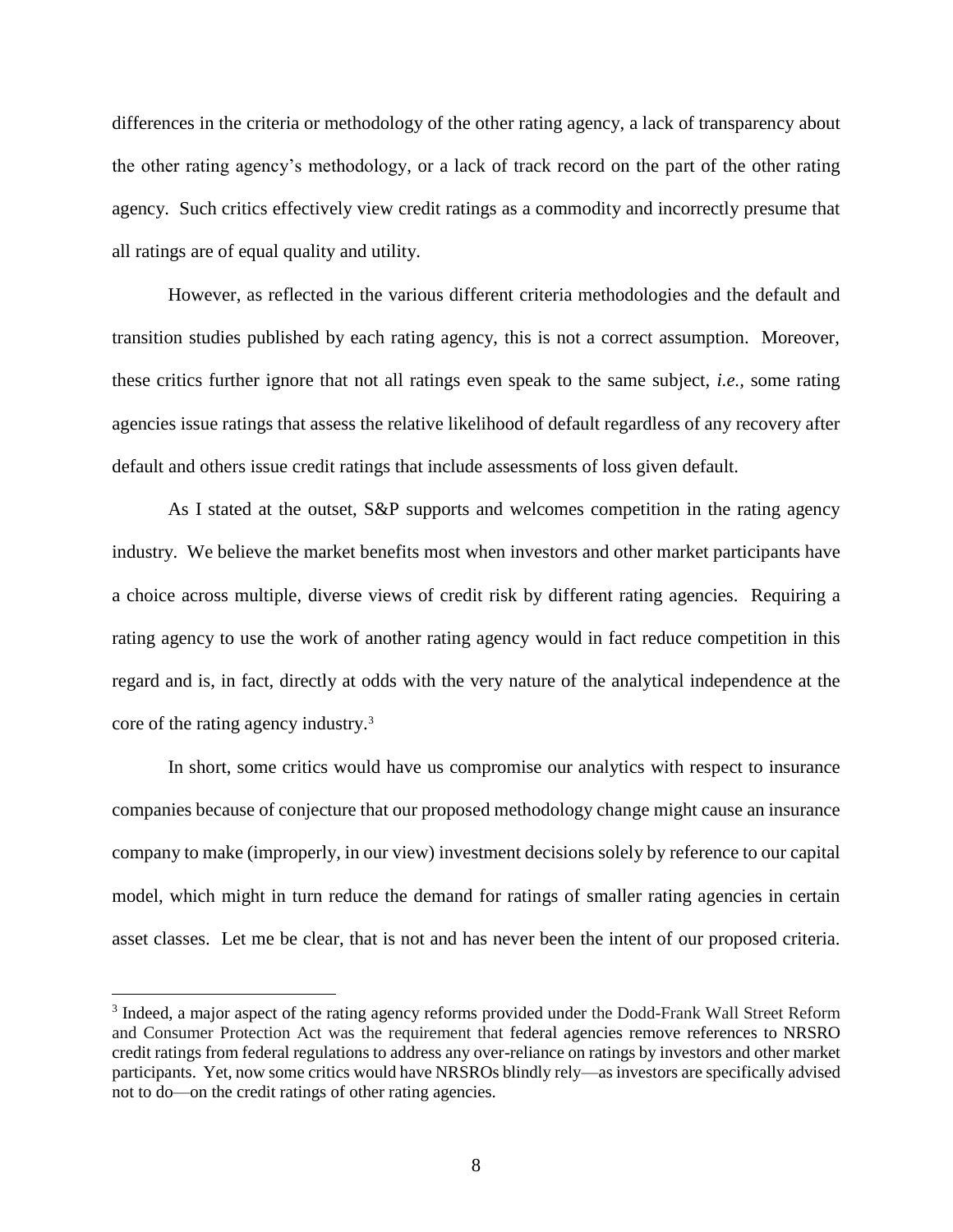differences in the criteria or methodology of the other rating agency, a lack of transparency about the other rating agency's methodology, or a lack of track record on the part of the other rating agency. Such critics effectively view credit ratings as a commodity and incorrectly presume that all ratings are of equal quality and utility.

However, as reflected in the various different criteria methodologies and the default and transition studies published by each rating agency, this is not a correct assumption. Moreover, these critics further ignore that not all ratings even speak to the same subject, *i.e.*, some rating agencies issue ratings that assess the relative likelihood of default regardless of any recovery after default and others issue credit ratings that include assessments of loss given default.

As I stated at the outset, S&P supports and welcomes competition in the rating agency industry. We believe the market benefits most when investors and other market participants have a choice across multiple, diverse views of credit risk by different rating agencies. Requiring a rating agency to use the work of another rating agency would in fact reduce competition in this regard and is, in fact, directly at odds with the very nature of the analytical independence at the core of the rating agency industry.[3]

In short, some critics would have us compromise our analytics with respect to insurance companies because of conjecture that our proposed methodology change might cause an insurance company to make (improperly, in our view) investment decisions solely by reference to our capital model, which might in turn reduce the demand for ratings of smaller rating agencies in certain asset classes. Let me be clear, that is not and has never been the intent of our proposed criteria.

---

[3] Indeed, a major aspect of the rating agency reforms provided under the Dodd-Frank Wall Street Reform and Consumer Protection Act was the requirement that federal agencies remove references to NRSRO credit ratings from federal regulations to address any over-reliance on ratings by investors and other market participants. Yet, now some critics would have NRSROs blindly rely—as investors are specifically advised not to do—on the credit ratings of other rating agencies.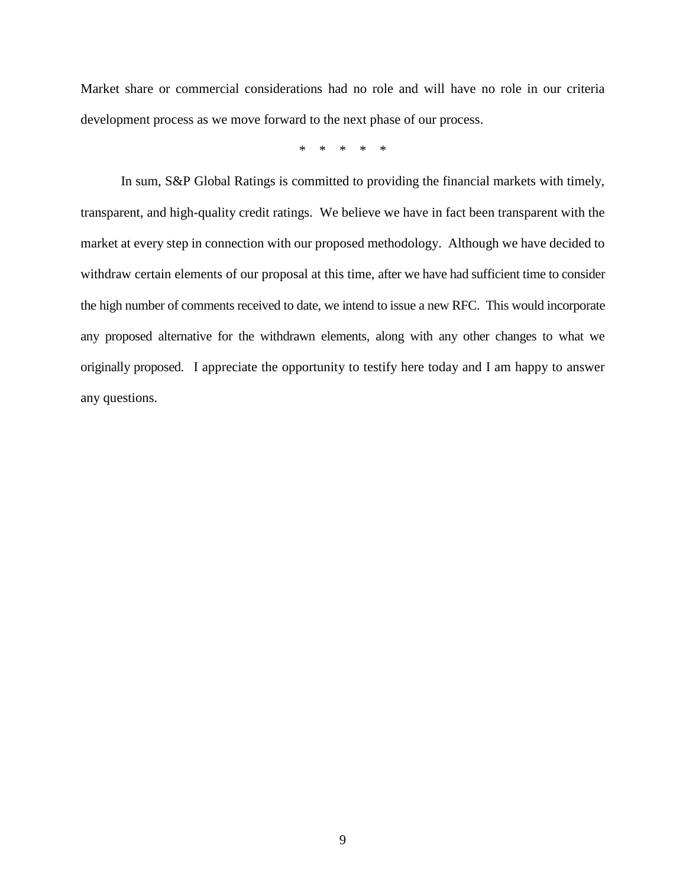Market share or commercial considerations had no role and will have no role in our criteria development process as we move forward to the next phase of our process.

\* \* \* \* \*

In sum, S&P Global Ratings is committed to providing the financial markets with timely, transparent, and high-quality credit ratings. We believe we have in fact been transparent with the market at every step in connection with our proposed methodology. Although we have decided to withdraw certain elements of our proposal at this time, after we have had sufficient time to consider the high number of comments received to date, we intend to issue a new RFC. This would incorporate any proposed alternative for the withdrawn elements, along with any other changes to what we originally proposed. I appreciate the opportunity to testify here today and I am happy to answer any questions.